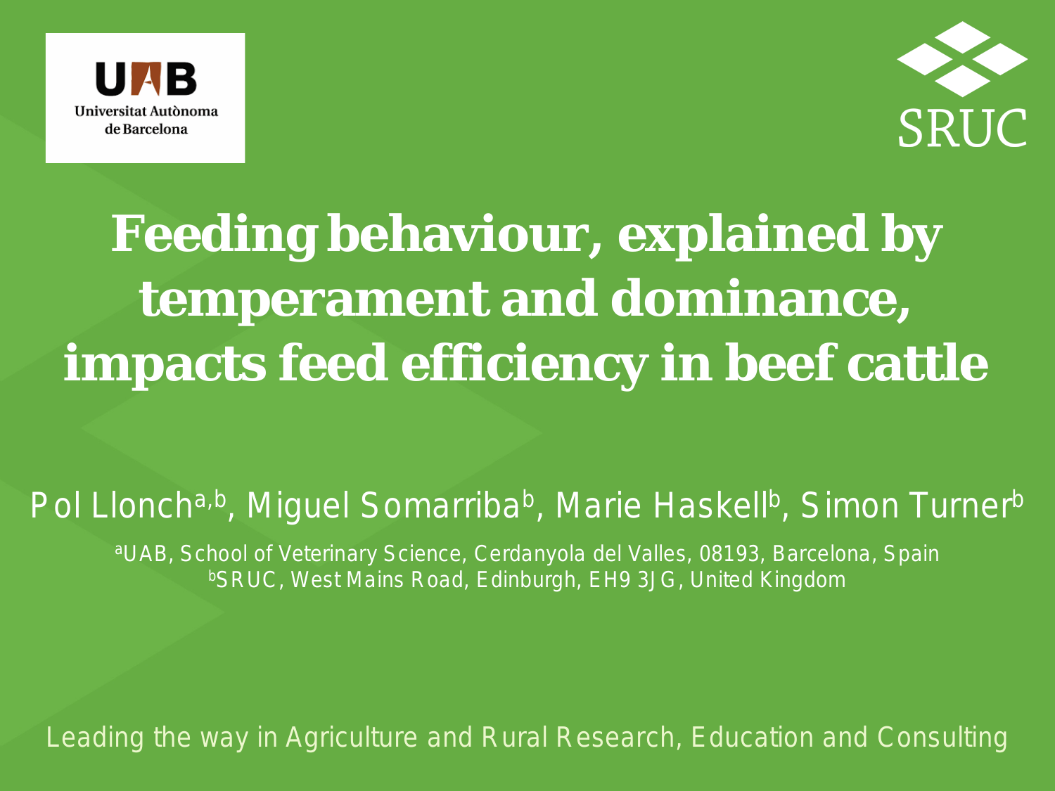UAB Universitat Autònoma de Barcelona

SRUC

# Feeding behaviour, explained by temperament and dominance, impacts feed efficiency in beef cattle

Pol Llonch[a,b], Miguel Somarriba[b], Marie Haskell[b], Simon Turner[b]

[a]UAB, School of Veterinary Science, Cerdanyola del Valles, 08193, Barcelona, Spain
[b]SRUC, West Mains Road, Edinburgh, EH9 3JG, United Kingdom

Leading the way in Agriculture and Rural Research, Education and Consulting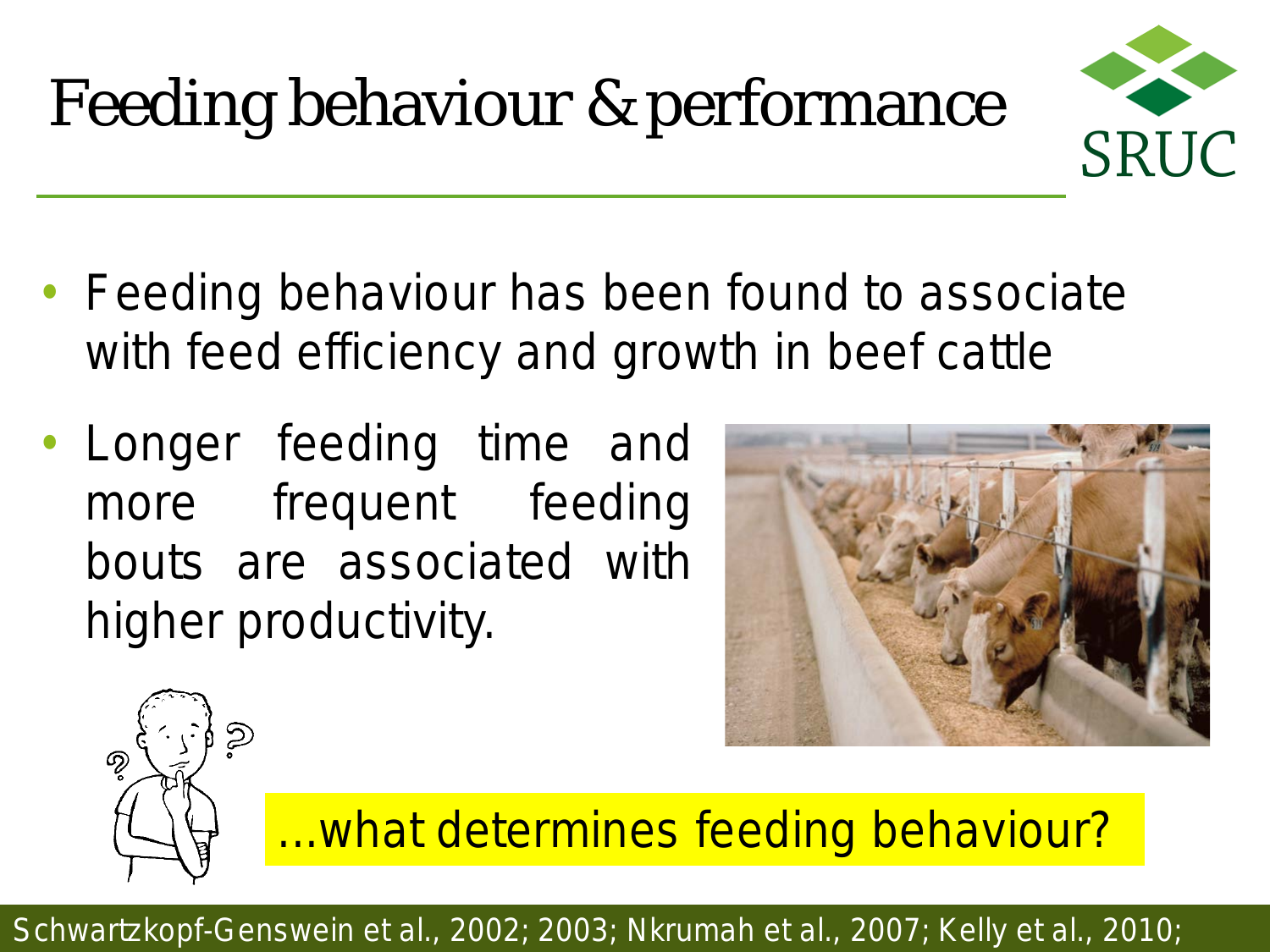# Feeding behaviour & performance

- Feeding behaviour has been found to associate with feed efficiency and growth in beef cattle
- Longer feeding time and more frequent feeding bouts are associated with higher productivity.

...what determines feeding behaviour?

Schwartzkopf-Genswein et al., 2002; 2003; Nkrumah et al., 2007; Kelly et al., 2010;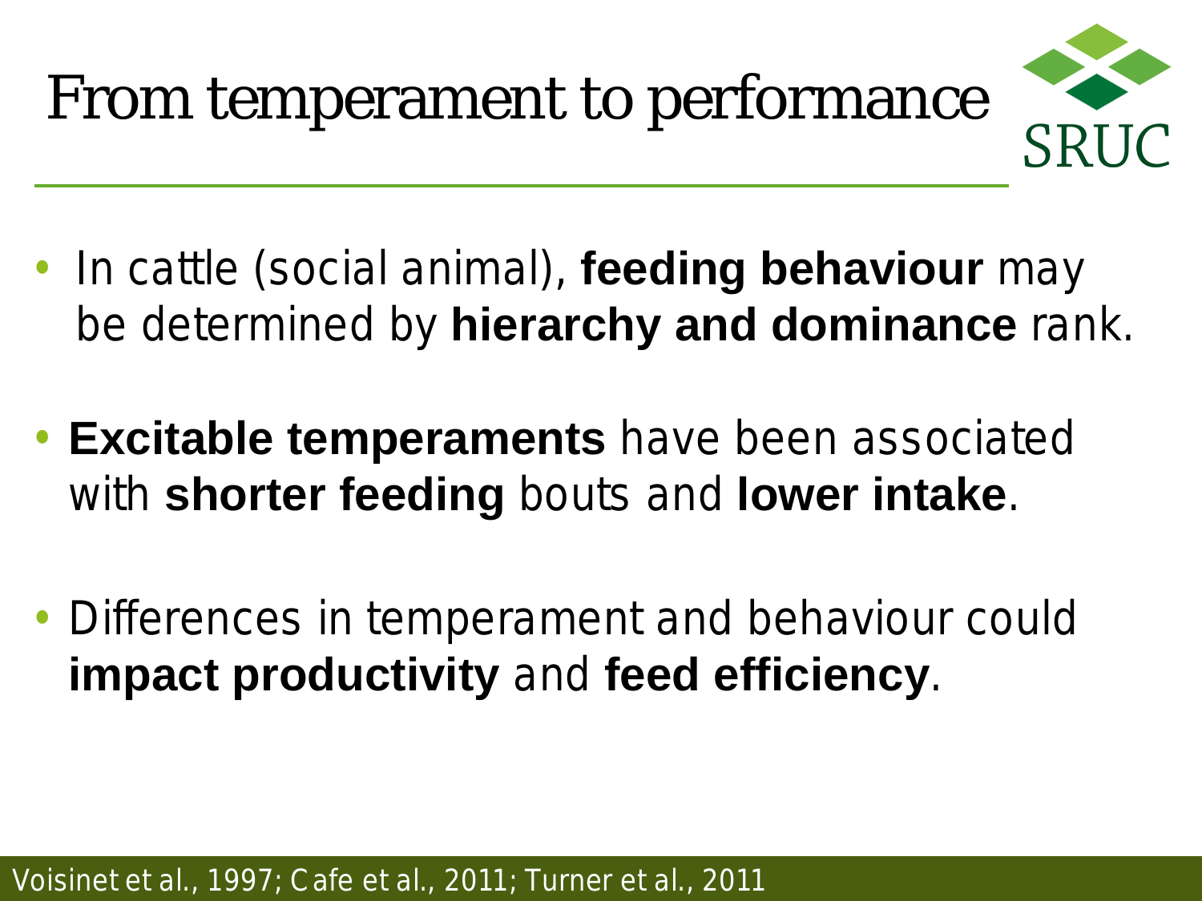# From temperament to performance

- In cattle (social animal), **feeding behaviour** may be determined by **hierarchy and dominance** rank.
- **Excitable temperaments** have been associated with **shorter feeding** bouts and **lower intake**.
- Differences in temperament and behaviour could **impact productivity** and **feed efficiency**.

Voisinet et al., 1997; Cafe et al., 2011; Turner et al., 2011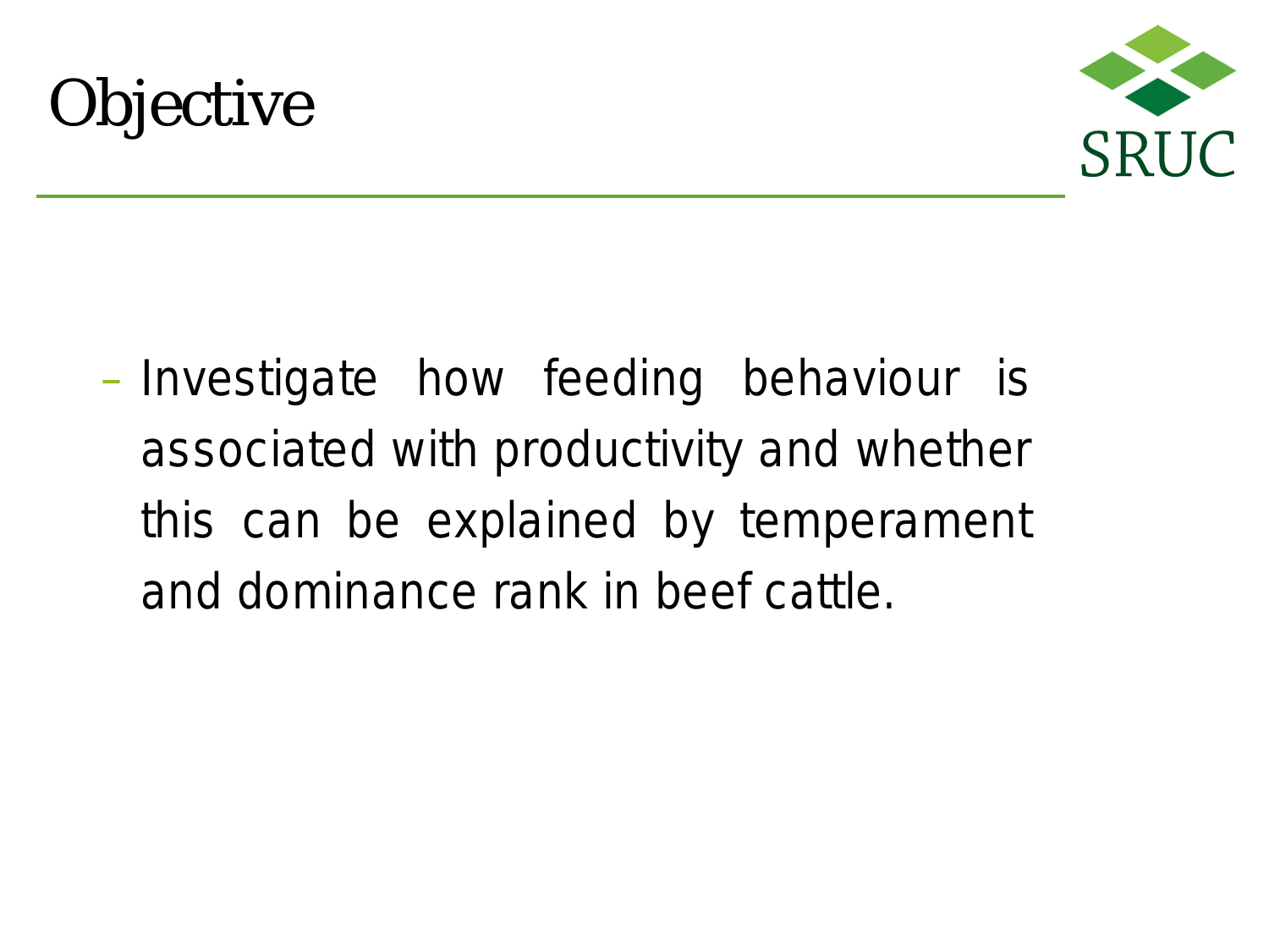# Objective

- Investigate how feeding behaviour is associated with productivity and whether this can be explained by temperament and dominance rank in beef cattle.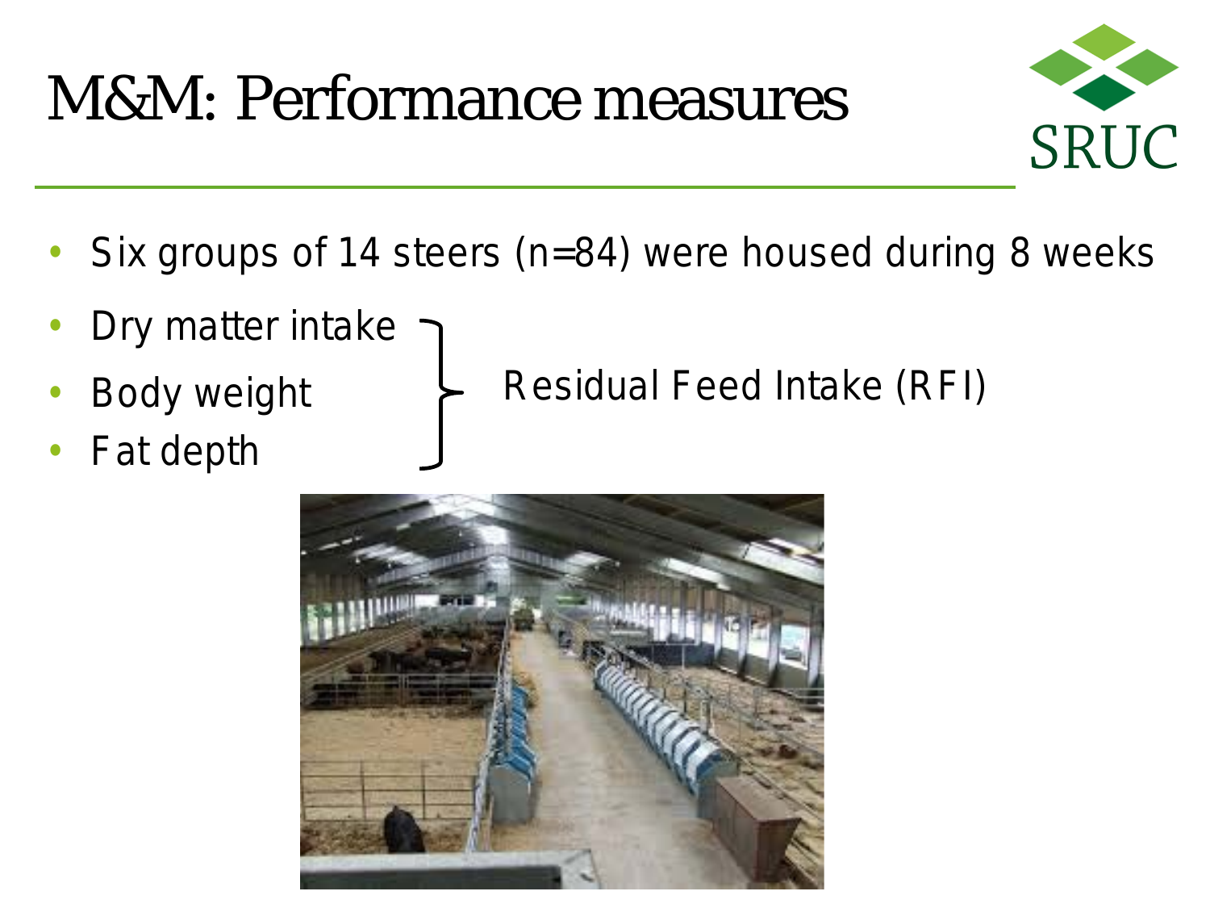# M&M: Performance measures

- Six groups of 14 steers (n=84) were housed during 8 weeks
- Dry matter intake
- Body weight
- Fat depth

} Residual Feed Intake (RFI)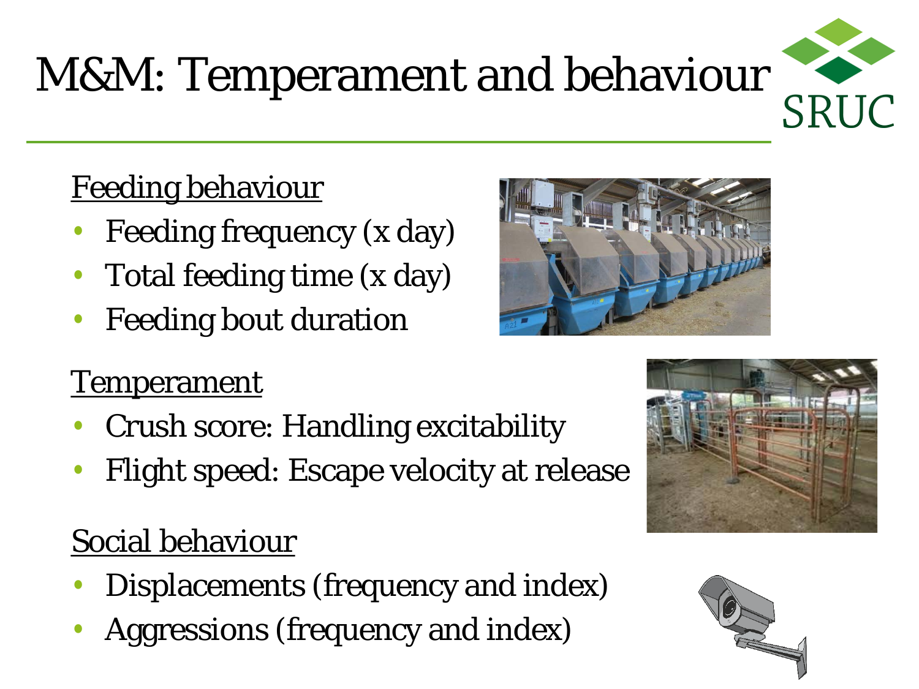# M&M: Temperament and behaviour

SRUC

<u>Feeding behaviour</u>

- Feeding frequency (x day)
- Total feeding time (x day)
- Feeding bout duration

<u>Temperament</u>

- Crush score: Handling excitability
- Flight speed: Escape velocity at release

<u>Social behaviour</u>

- Displacements (frequency and index)
- Aggressions (frequency and index)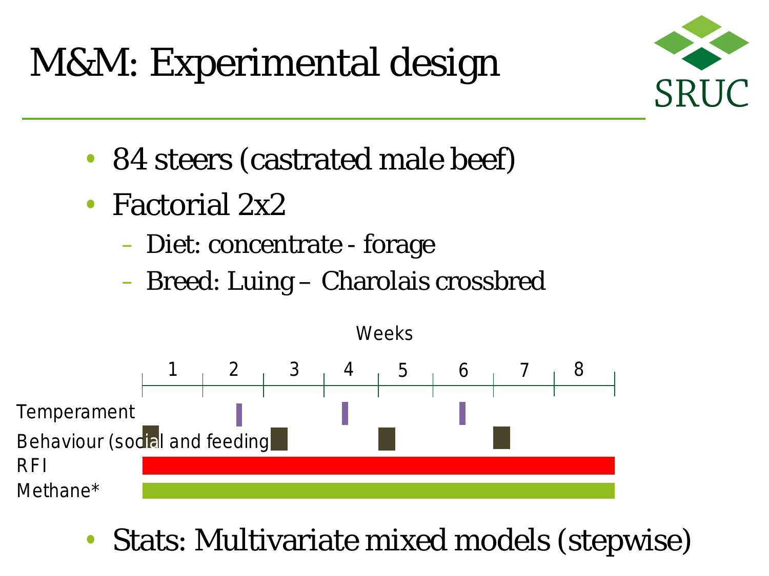# M&M: Experimental design

- 84 steers (castrated male beef)
- Factorial 2x2
  - Diet: concentrate - forage
  - Breed: Luing – Charolais crossbred

Weeks

| | 1 | 2 | 3 | 4 | 5 | 6 | 7 | 8 |
|---|---|---|---|---|---|---|---|---|
| Temperament | | ■ | | ■ | | ■ | | |
| Behaviour (social and feeding) | ■ | | ■ | | ■ | | ■ | |
| RFI | ■ | ■ | ■ | ■ | ■ | ■ | ■ | ■ |
| Methane* | ■ | ■ | ■ | ■ | ■ | ■ | ■ | ■ |

- Stats: Multivariate mixed models (stepwise)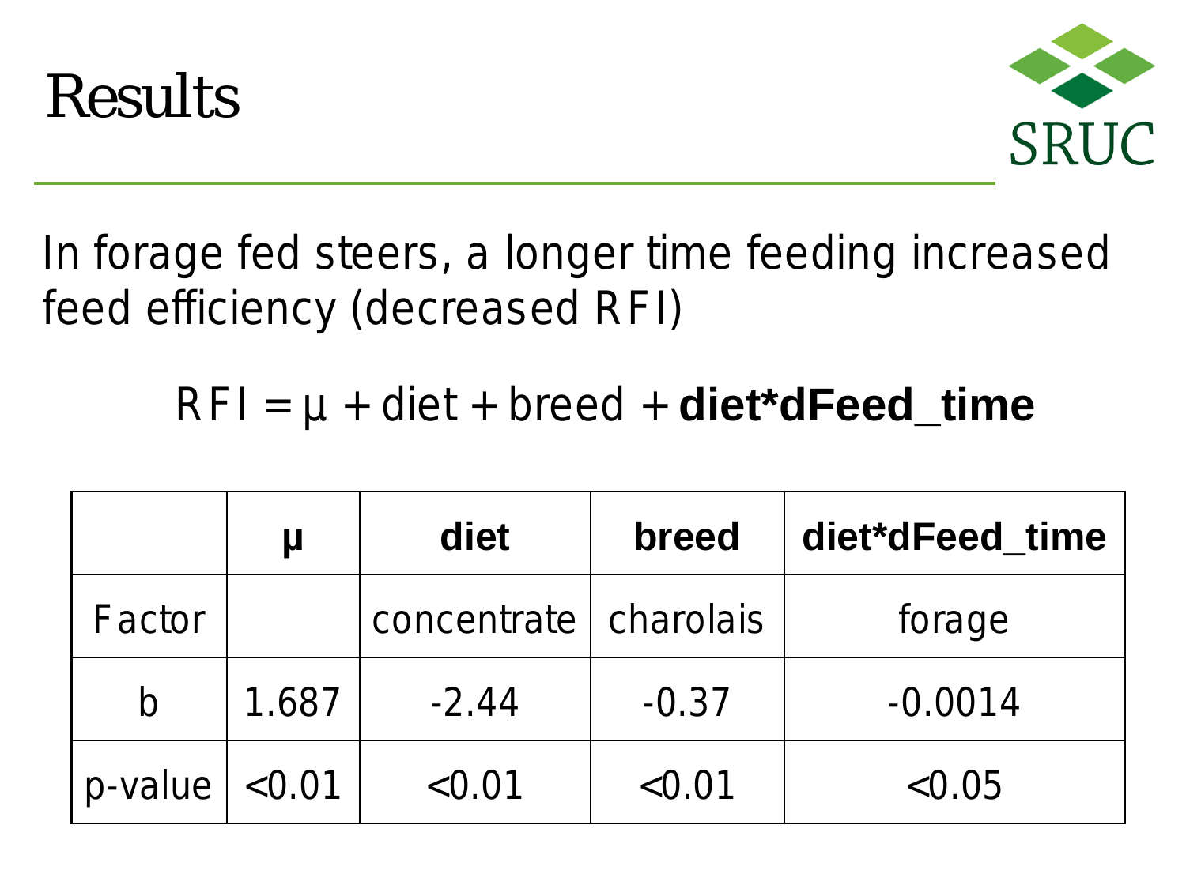# Results

In forage fed steers, a longer time feeding increased feed efficiency (decreased RFI)

$$RFI = \mu + diet + breed + \mathbf{diet*dFeed\_time}$$

| | **μ** | **diet** | **breed** | **diet*dFeed_time** |
|---|---|---|---|---|
| Factor | | concentrate | charolais | forage |
| b | 1.687 | -2.44 | -0.37 | -0.0014 |
| p-value | <0.01 | <0.01 | <0.01 | <0.05 |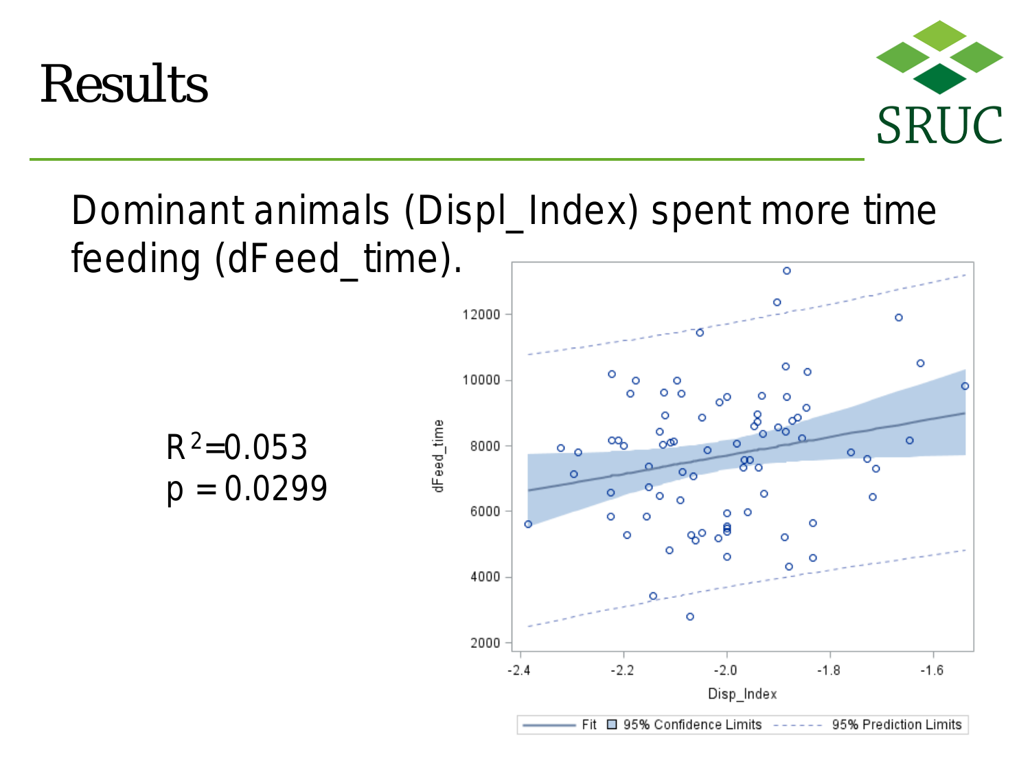# Results

Dominant animals (Displ_Index) spent more time feeding (dFeed_time).

$R^2$=0.053
p = 0.0299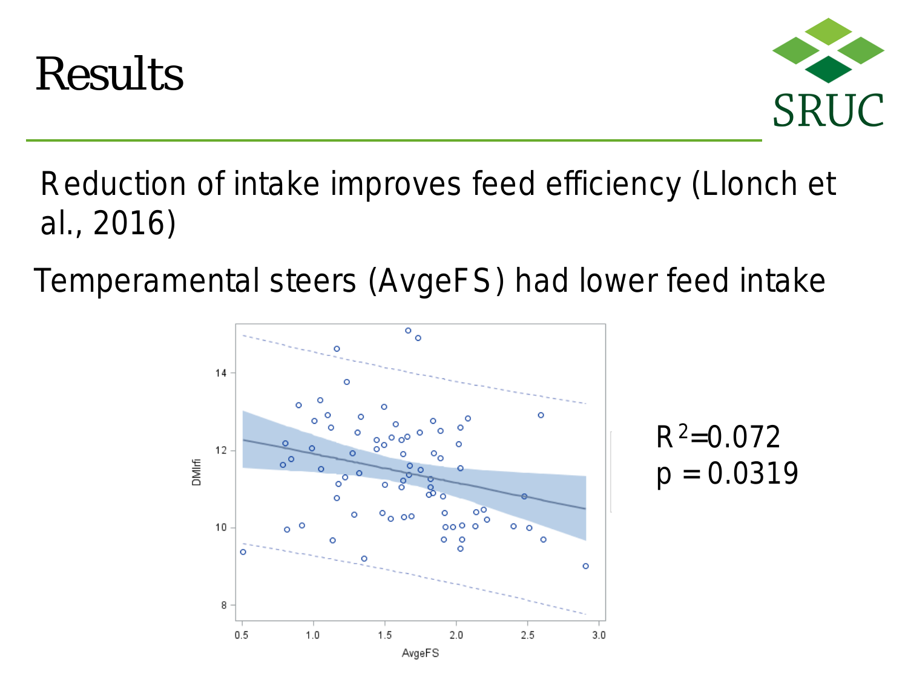# Results

Reduction of intake improves feed efficiency (Llonch et al., 2016)

Temperamental steers (AvgeFS) had lower feed intake

$R^2$=0.072
p = 0.0319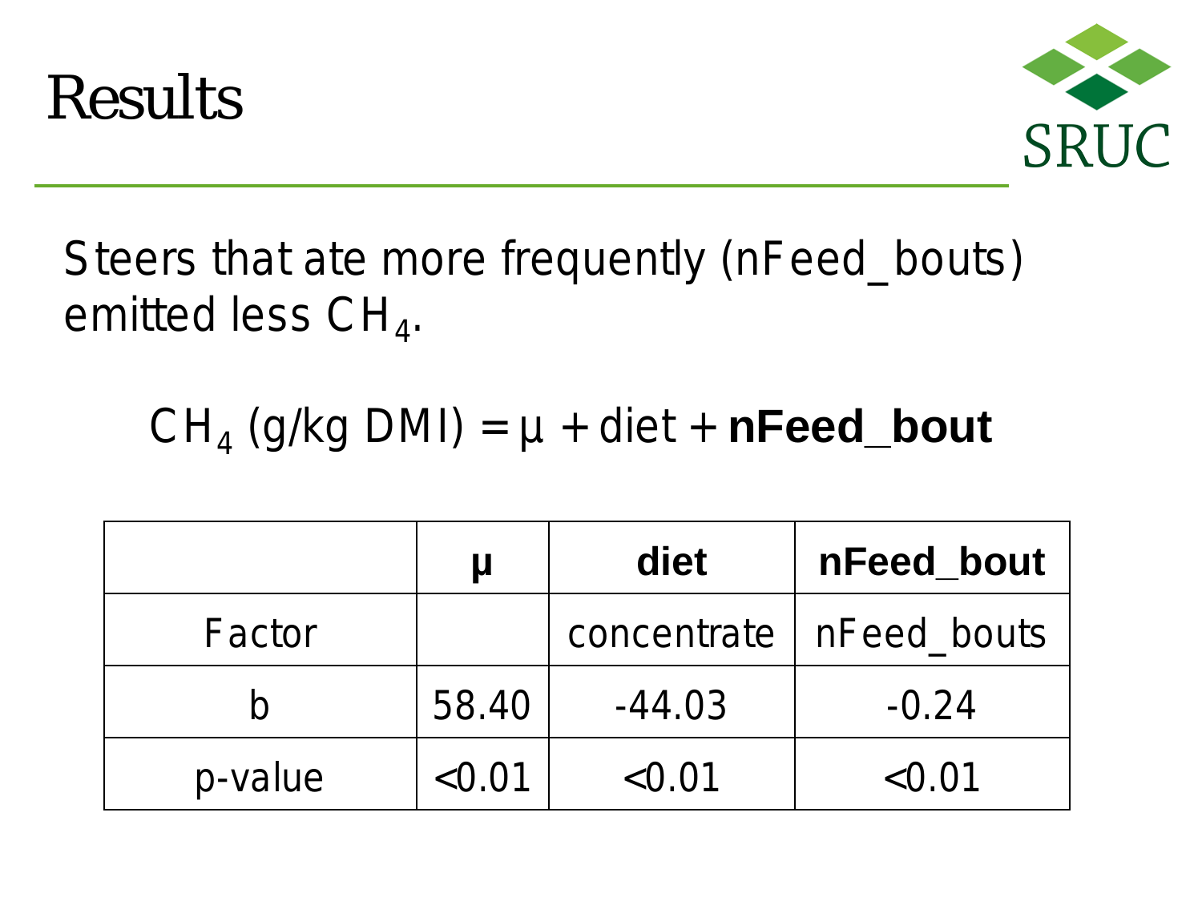# Results

Steers that ate more frequently (nFeed_bouts) emitted less $CH_4$.

$$CH_4 \text{ (g/kg DMI)} = \mu + \text{diet} + \textbf{nFeed\_bout}$$

| | **μ** | **diet** | **nFeed_bout** |
|---|---|---|---|
| Factor | | concentrate | nFeed_bouts |
| b | 58.40 | -44.03 | -0.24 |
| p-value | <0.01 | <0.01 | <0.01 |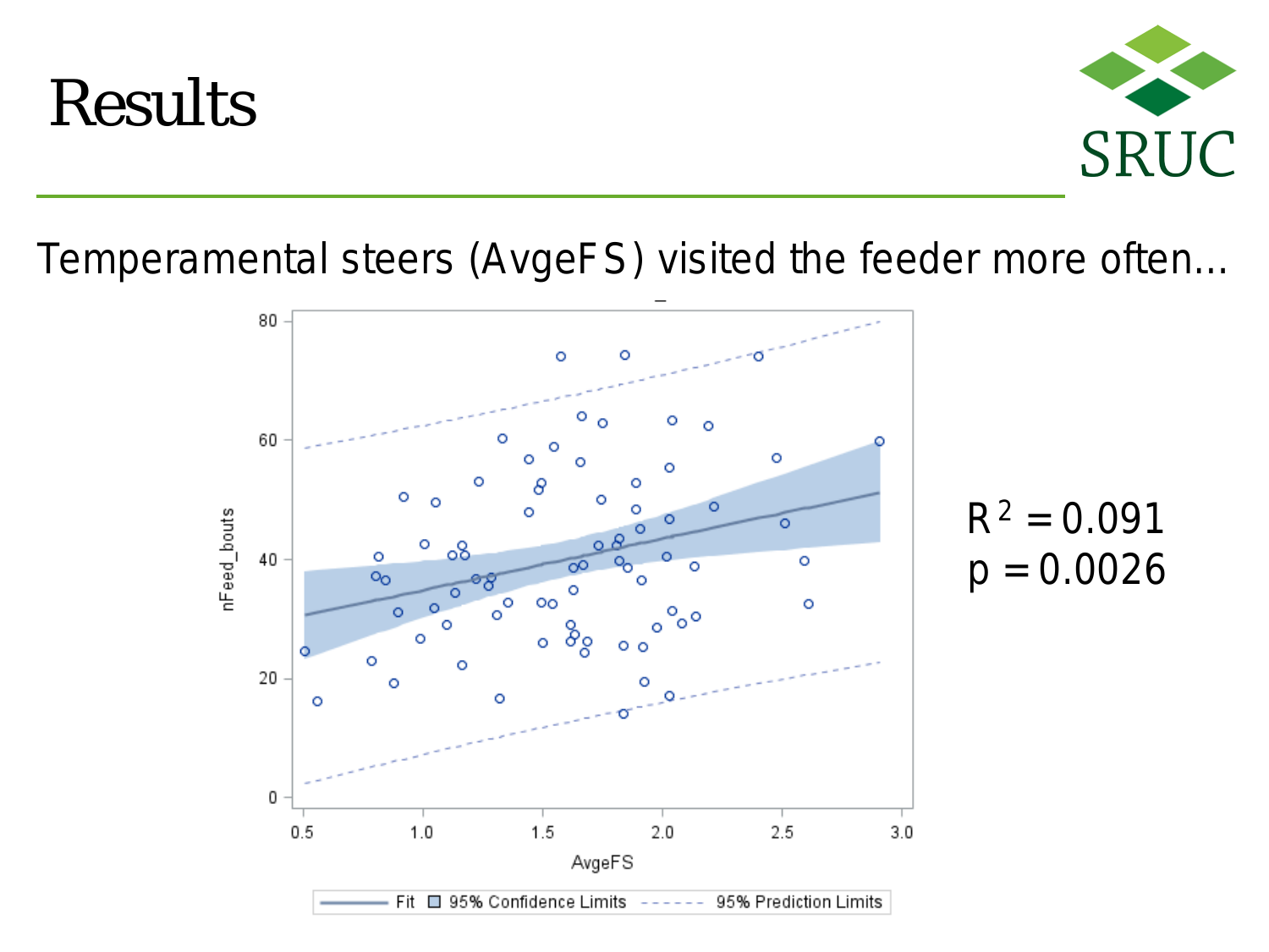# Results

Temperamental steers (AvgeFS) visited the feeder more often...

$R^2 = 0.091$
$p = 0.0026$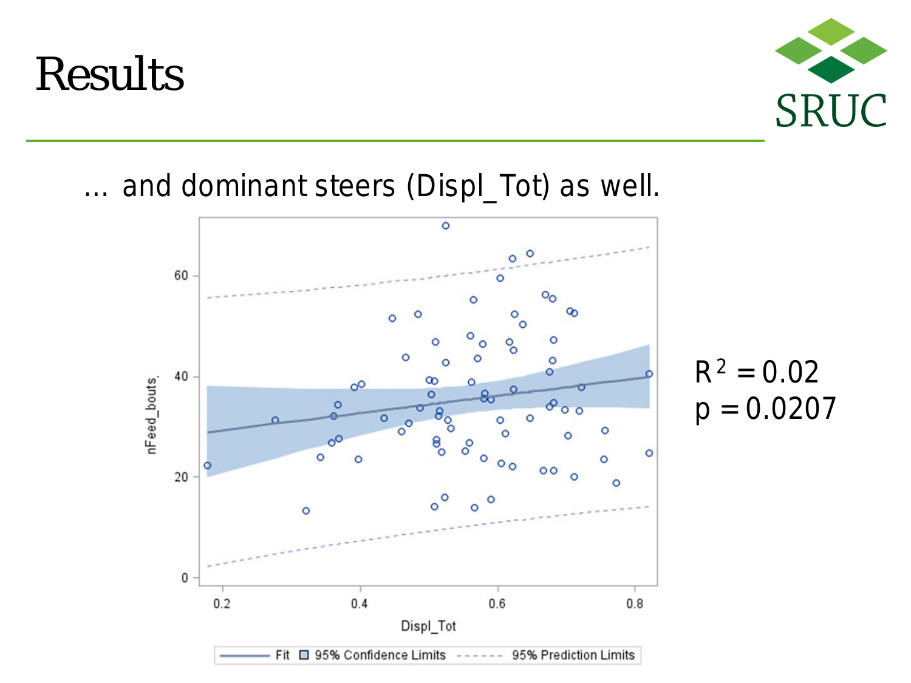# Results

… and dominant steers (Displ_Tot) as well.

$R^2 = 0.02$
$p = 0.0207$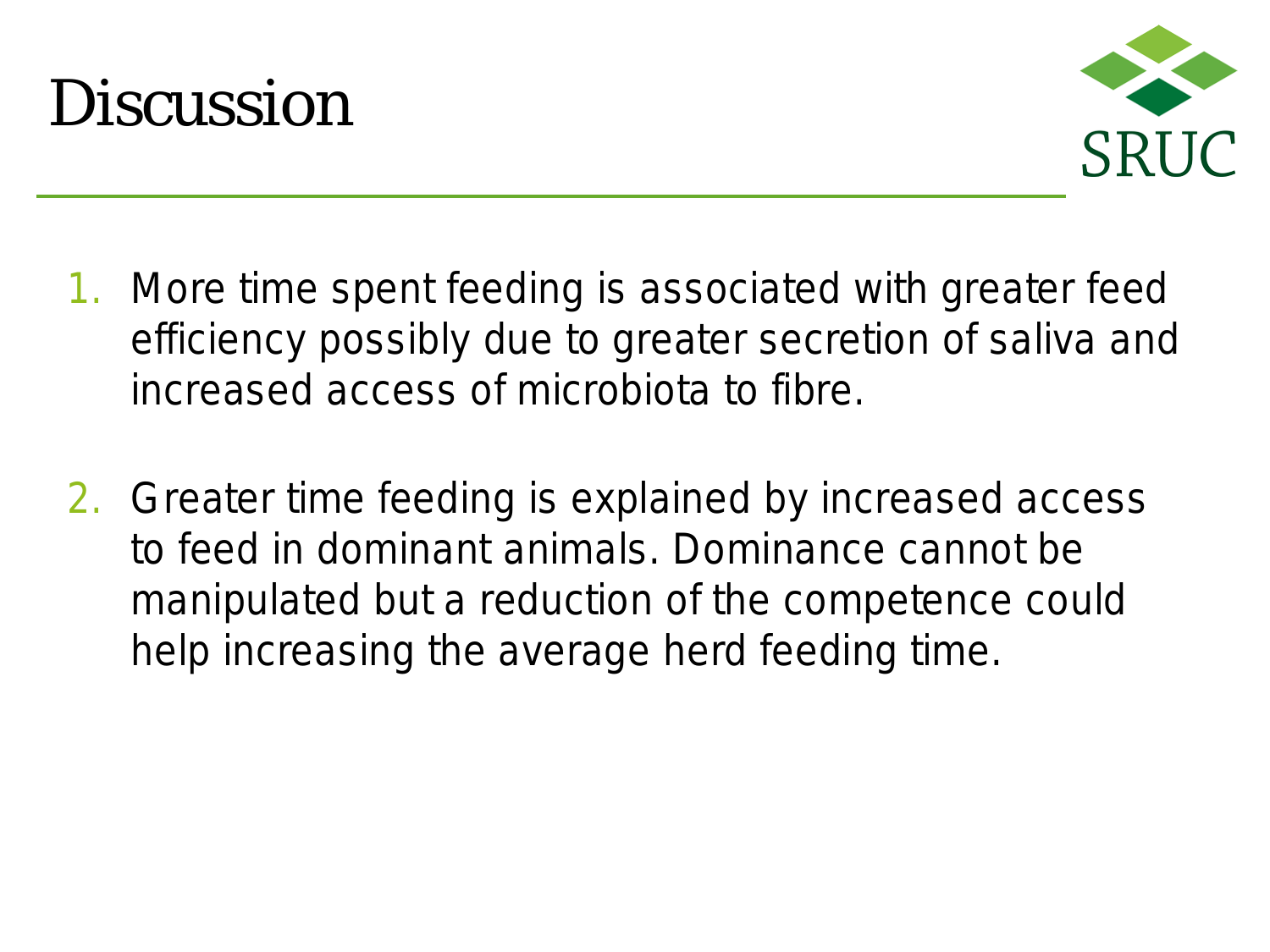# Discussion

1. More time spent feeding is associated with greater feed efficiency possibly due to greater secretion of saliva and increased access of microbiota to fibre.

2. Greater time feeding is explained by increased access to feed in dominant animals. Dominance cannot be manipulated but a reduction of the competence could help increasing the average herd feeding time.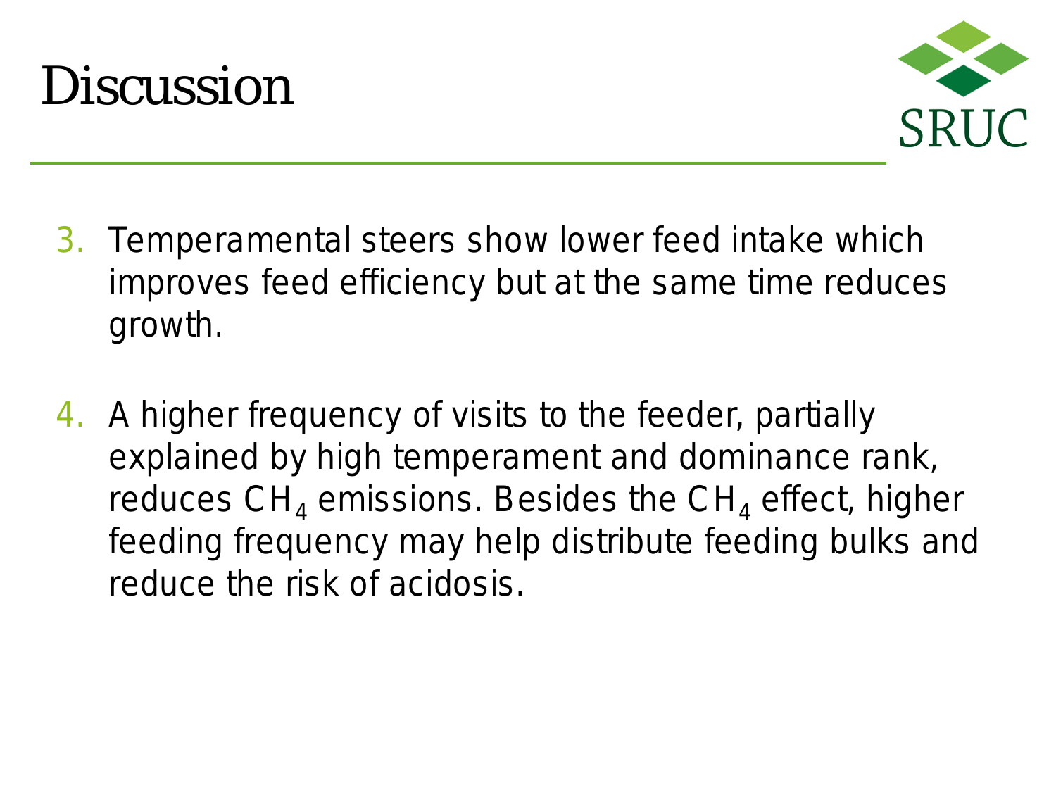# Discussion

3. Temperamental steers show lower feed intake which improves feed efficiency but at the same time reduces growth.

4. A higher frequency of visits to the feeder, partially explained by high temperament and dominance rank, reduces $CH_4$ emissions. Besides the $CH_4$ effect, higher feeding frequency may help distribute feeding bulks and reduce the risk of acidosis.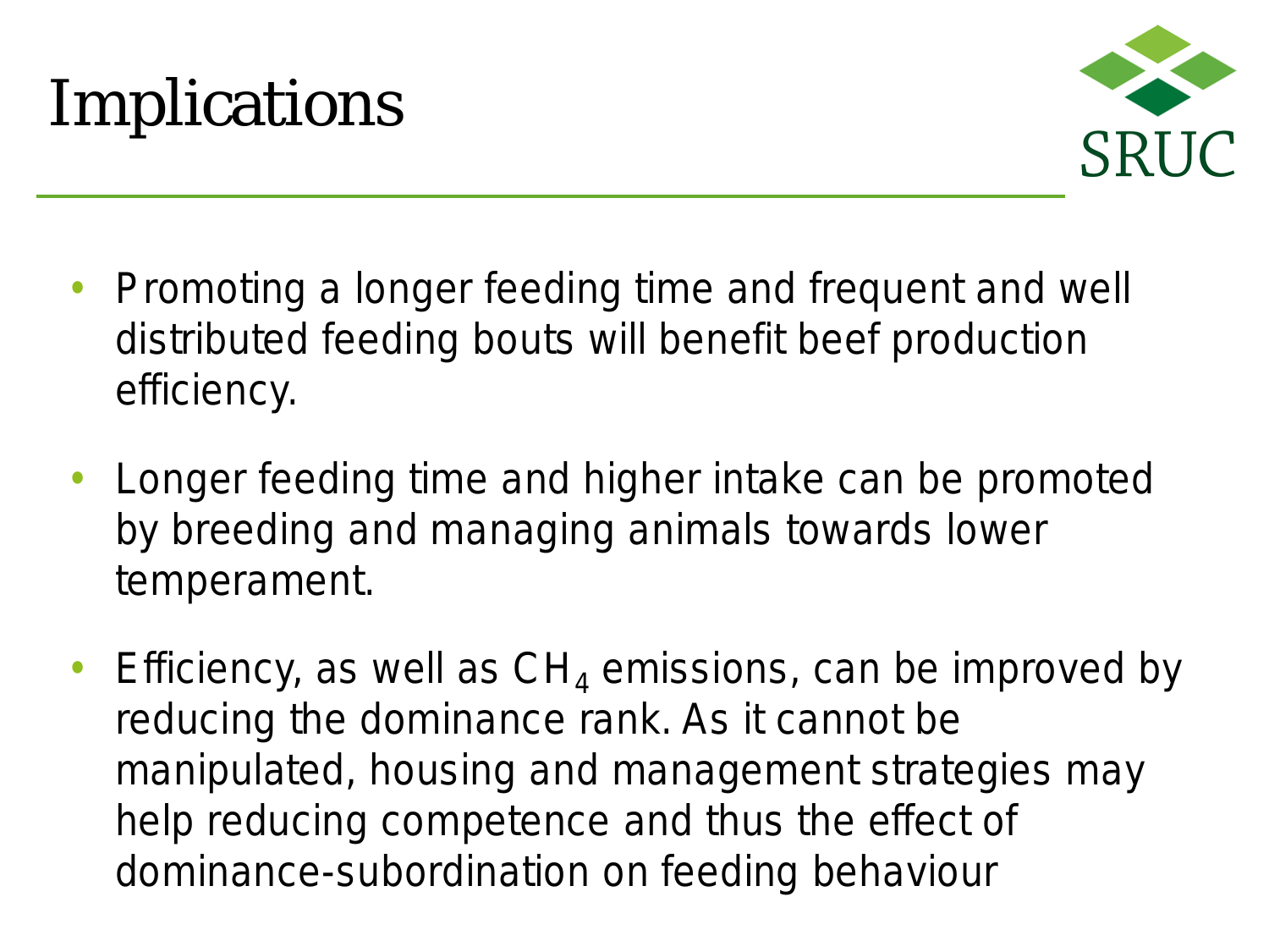# Implications

- Promoting a longer feeding time and frequent and well distributed feeding bouts will benefit beef production efficiency.
- Longer feeding time and higher intake can be promoted by breeding and managing animals towards lower temperament.
- Efficiency, as well as $CH_4$ emissions, can be improved by reducing the dominance rank. As it cannot be manipulated, housing and management strategies may help reducing competence and thus the effect of dominance-subordination on feeding behaviour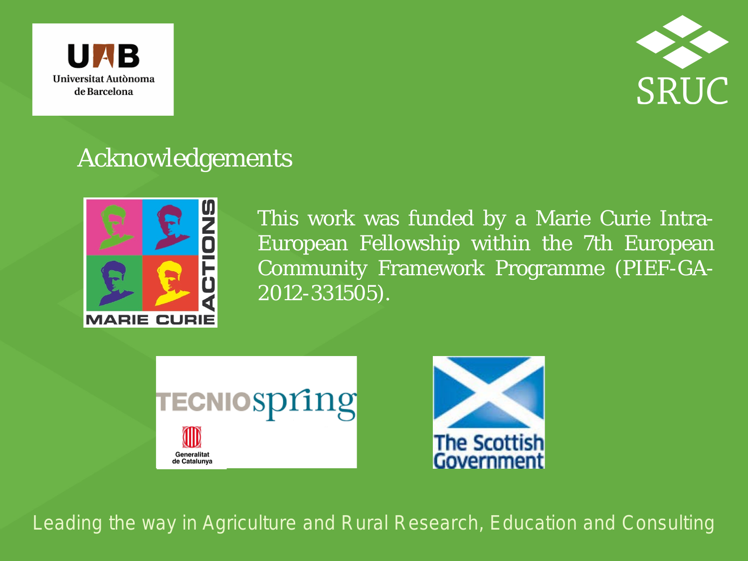## Acknowledgements

This work was funded by a Marie Curie Intra-European Fellowship within the 7th European Community Framework Programme (PIEF-GA-2012-331505).

Leading the way in Agriculture and Rural Research, Education and Consulting